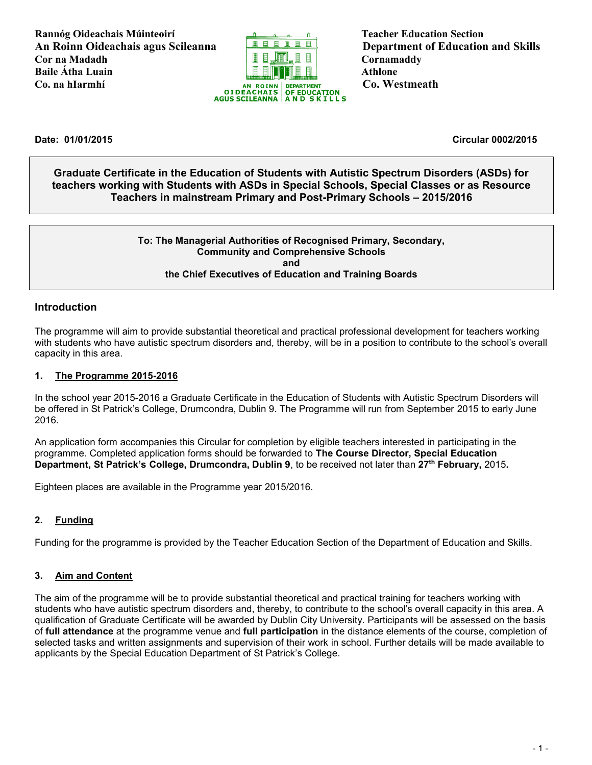Rannóg Oideachais Múinteoirí
An Roinn Oideachais agus Scileanna
Cor na Madadh
Baile Átha Luain
Co. na hIarmhí

Teacher Education Section
Department of Education and Skills
Cornamaddy
Athlone
Co. Westmeath

**Date: 01/01/2015** **Circular 0002/2015**

**Graduate Certificate in the Education of Students with Autistic Spectrum Disorders (ASDs) for teachers working with Students with ASDs in Special Schools, Special Classes or as Resource Teachers in mainstream Primary and Post-Primary Schools – 2015/2016**

**To: The Managerial Authorities of Recognised Primary, Secondary, Community and Comprehensive Schools and the Chief Executives of Education and Training Boards**

## Introduction

The programme will aim to provide substantial theoretical and practical professional development for teachers working with students who have autistic spectrum disorders and, thereby, will be in a position to contribute to the school's overall capacity in this area.

### 1. The Programme 2015-2016

In the school year 2015-2016 a Graduate Certificate in the Education of Students with Autistic Spectrum Disorders will be offered in St Patrick's College, Drumcondra, Dublin 9. The Programme will run from September 2015 to early June 2016.

An application form accompanies this Circular for completion by eligible teachers interested in participating in the programme. Completed application forms should be forwarded to **The Course Director, Special Education Department, St Patrick's College, Drumcondra, Dublin 9**, to be received not later than **27th February,** 2015**.**

Eighteen places are available in the Programme year 2015/2016.

### 2. Funding

Funding for the programme is provided by the Teacher Education Section of the Department of Education and Skills.

### 3. Aim and Content

The aim of the programme will be to provide substantial theoretical and practical training for teachers working with students who have autistic spectrum disorders and, thereby, to contribute to the school's overall capacity in this area. A qualification of Graduate Certificate will be awarded by Dublin City University. Participants will be assessed on the basis of **full attendance** at the programme venue and **full participation** in the distance elements of the course, completion of selected tasks and written assignments and supervision of their work in school. Further details will be made available to applicants by the Special Education Department of St Patrick's College.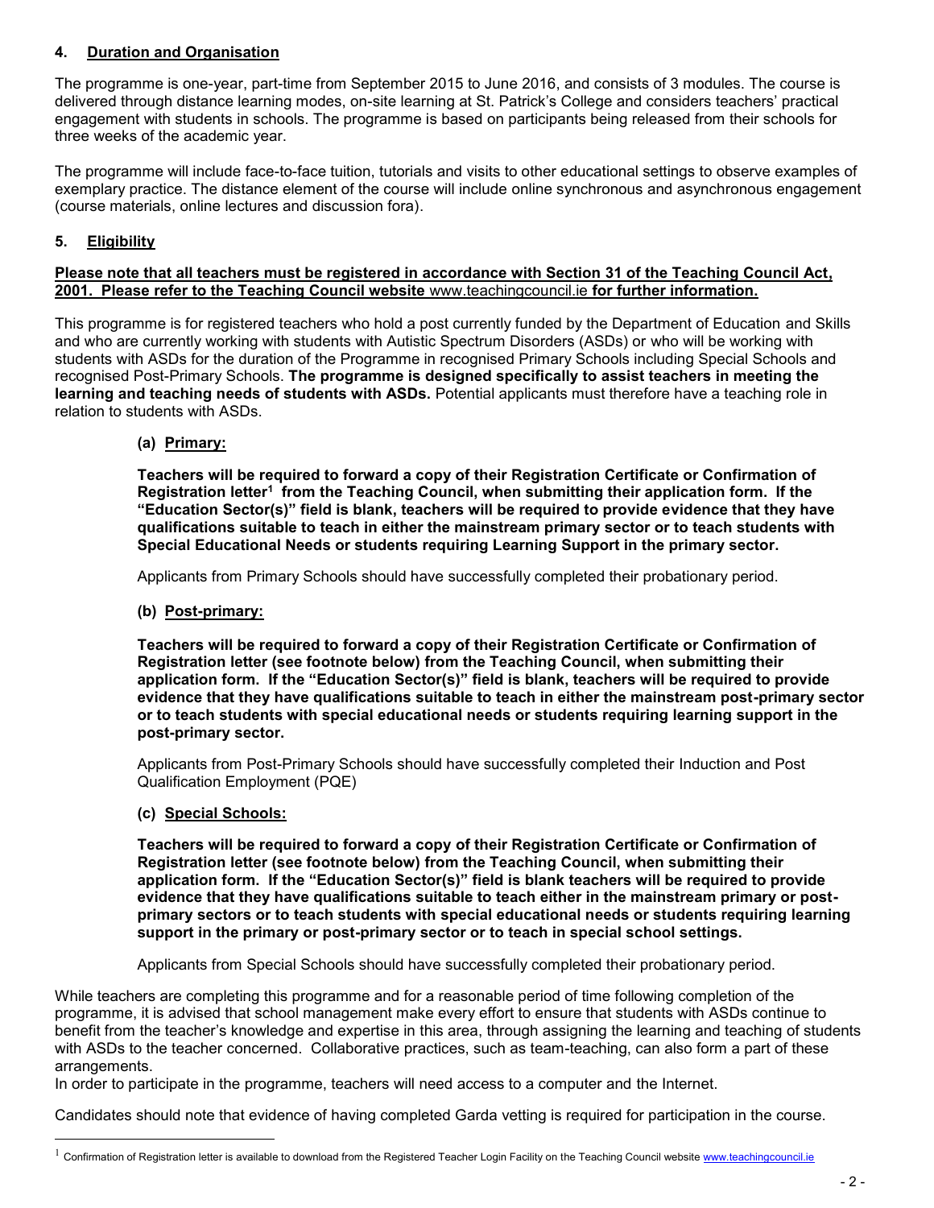## 4. Duration and Organisation

The programme is one-year, part-time from September 2015 to June 2016, and consists of 3 modules. The course is delivered through distance learning modes, on-site learning at St. Patrick's College and considers teachers' practical engagement with students in schools. The programme is based on participants being released from their schools for three weeks of the academic year.

The programme will include face-to-face tuition, tutorials and visits to other educational settings to observe examples of exemplary practice. The distance element of the course will include online synchronous and asynchronous engagement (course materials, online lectures and discussion fora).

## 5. Eligibility

**Please note that all teachers must be registered in accordance with Section 31 of the Teaching Council Act, 2001. Please refer to the Teaching Council website** www.teachingcouncil.ie **for further information.**

This programme is for registered teachers who hold a post currently funded by the Department of Education and Skills and who are currently working with students with Autistic Spectrum Disorders (ASDs) or who will be working with students with ASDs for the duration of the Programme in recognised Primary Schools including Special Schools and recognised Post-Primary Schools. **The programme is designed specifically to assist teachers in meeting the learning and teaching needs of students with ASDs.** Potential applicants must therefore have a teaching role in relation to students with ASDs.

### (a) Primary:

**Teachers will be required to forward a copy of their Registration Certificate or Confirmation of Registration letter[1] from the Teaching Council, when submitting their application form. If the "Education Sector(s)" field is blank, teachers will be required to provide evidence that they have qualifications suitable to teach in either the mainstream primary sector or to teach students with Special Educational Needs or students requiring Learning Support in the primary sector.**

Applicants from Primary Schools should have successfully completed their probationary period.

### (b) Post-primary:

**Teachers will be required to forward a copy of their Registration Certificate or Confirmation of Registration letter (see footnote below) from the Teaching Council, when submitting their application form. If the "Education Sector(s)" field is blank, teachers will be required to provide evidence that they have qualifications suitable to teach in either the mainstream post-primary sector or to teach students with special educational needs or students requiring learning support in the post-primary sector.**

Applicants from Post-Primary Schools should have successfully completed their Induction and Post Qualification Employment (PQE)

### (c) Special Schools:

**Teachers will be required to forward a copy of their Registration Certificate or Confirmation of Registration letter (see footnote below) from the Teaching Council, when submitting their application form. If the "Education Sector(s)" field is blank teachers will be required to provide evidence that they have qualifications suitable to teach either in the mainstream primary or post-primary sectors or to teach students with special educational needs or students requiring learning support in the primary or post-primary sector or to teach in special school settings.**

Applicants from Special Schools should have successfully completed their probationary period.

While teachers are completing this programme and for a reasonable period of time following completion of the programme, it is advised that school management make every effort to ensure that students with ASDs continue to benefit from the teacher's knowledge and expertise in this area, through assigning the learning and teaching of students with ASDs to the teacher concerned. Collaborative practices, such as team-teaching, can also form a part of these arrangements.
In order to participate in the programme, teachers will need access to a computer and the Internet.

Candidates should note that evidence of having completed Garda vetting is required for participation in the course.

---

[1] Confirmation of Registration letter is available to download from the Registered Teacher Login Facility on the Teaching Council website www.teachingcouncil.ie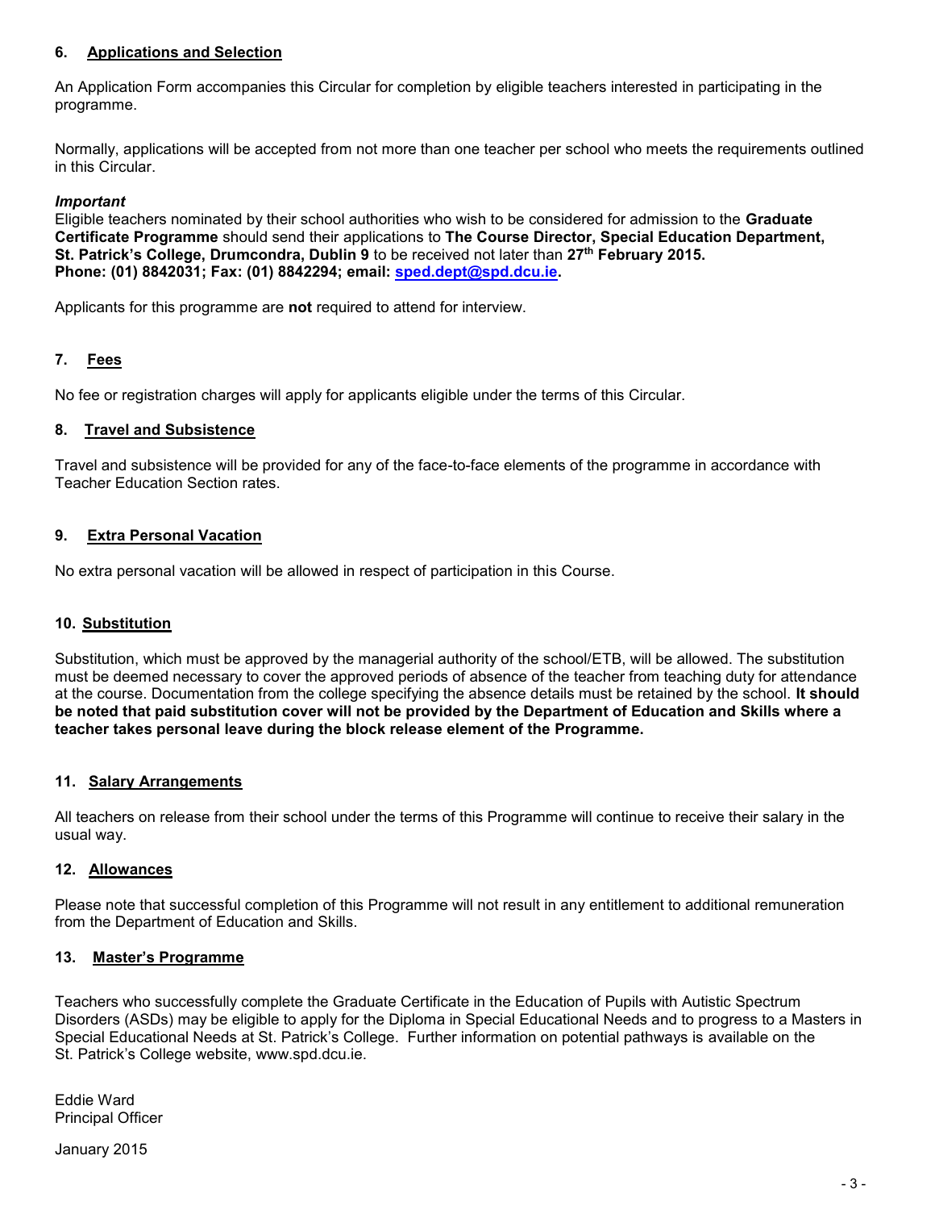## 6. Applications and Selection

An Application Form accompanies this Circular for completion by eligible teachers interested in participating in the programme.

Normally, applications will be accepted from not more than one teacher per school who meets the requirements outlined in this Circular.

***Important***
Eligible teachers nominated by their school authorities who wish to be considered for admission to the **Graduate Certificate Programme** should send their applications to **The Course Director, Special Education Department, St. Patrick's College, Drumcondra, Dublin 9** to be received not later than **27th February 2015.**
**Phone: (01) 8842031; Fax: (01) 8842294; email: [sped.dept@spd.dcu.ie](mailto:sped.dept@spd.dcu.ie).**

Applicants for this programme are **not** required to attend for interview.

## 7. Fees

No fee or registration charges will apply for applicants eligible under the terms of this Circular.

## 8. Travel and Subsistence

Travel and subsistence will be provided for any of the face-to-face elements of the programme in accordance with Teacher Education Section rates.

## 9. Extra Personal Vacation

No extra personal vacation will be allowed in respect of participation in this Course.

## 10. Substitution

Substitution, which must be approved by the managerial authority of the school/ETB, will be allowed. The substitution must be deemed necessary to cover the approved periods of absence of the teacher from teaching duty for attendance at the course. Documentation from the college specifying the absence details must be retained by the school. **It should be noted that paid substitution cover will not be provided by the Department of Education and Skills where a teacher takes personal leave during the block release element of the Programme.**

## 11. Salary Arrangements

All teachers on release from their school under the terms of this Programme will continue to receive their salary in the usual way.

## 12. Allowances

Please note that successful completion of this Programme will not result in any entitlement to additional remuneration from the Department of Education and Skills.

## 13. Master's Programme

Teachers who successfully complete the Graduate Certificate in the Education of Pupils with Autistic Spectrum Disorders (ASDs) may be eligible to apply for the Diploma in Special Educational Needs and to progress to a Masters in Special Educational Needs at St. Patrick's College. Further information on potential pathways is available on the St. Patrick's College website, www.spd.dcu.ie.

Eddie Ward
Principal Officer

January 2015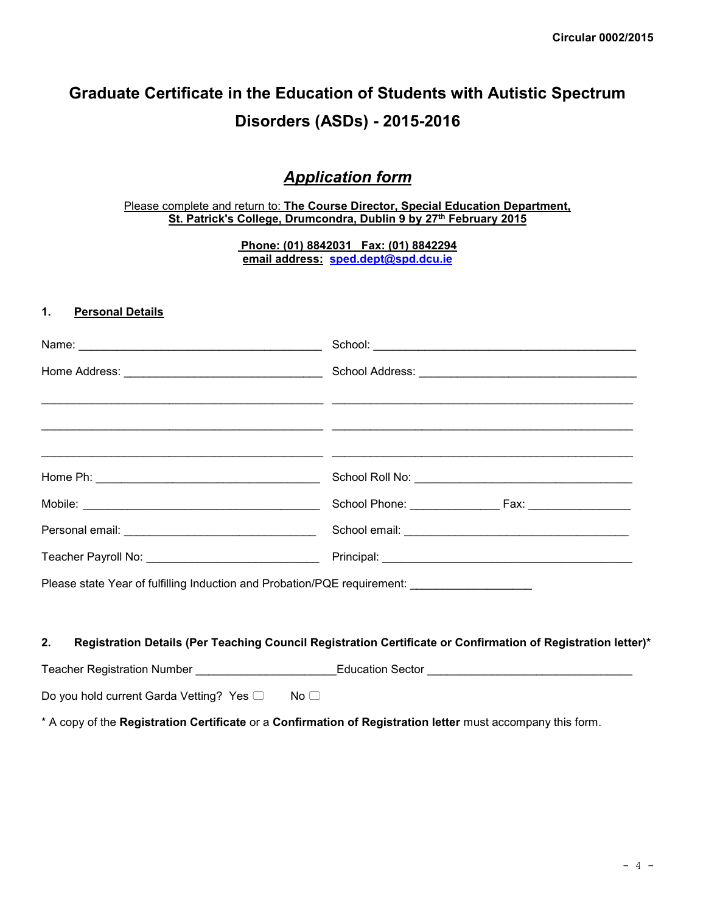Circular 0002/2015

# Graduate Certificate in the Education of Students with Autistic Spectrum Disorders (ASDs) - 2015-2016

## *Application form*

Please complete and return to: **The Course Director, Special Education Department, St. Patrick's College, Drumcondra, Dublin 9 by 27th February 2015**

**Phone: (01) 8842031 Fax: (01) 8842294**
**email address: sped.dept@spd.dcu.ie**

### 1. Personal Details

Name: ______________________________________ School: __________________________________________

Home Address: _______________________________ School Address: __________________________________

_____________________________________________ ________________________________________________

_____________________________________________ ________________________________________________

_____________________________________________ ________________________________________________

Home Ph: ___________________________________ School Roll No: __________________________________

Mobile: _____________________________________ School Phone: _____________ Fax: _______________

Personal email: ______________________________ School email: ___________________________________

Teacher Payroll No: ___________________________ Principal: ______________________________________

Please state Year of fulfilling Induction and Probation/PQE requirement: __________________

### 2. Registration Details (Per Teaching Council Registration Certificate or Confirmation of Registration letter)*

Teacher Registration Number _____________________ Education Sector _______________________________

Do you hold current Garda Vetting? Yes ☐ No ☐

* A copy of the **Registration Certificate** or a **Confirmation of Registration letter** must accompany this form.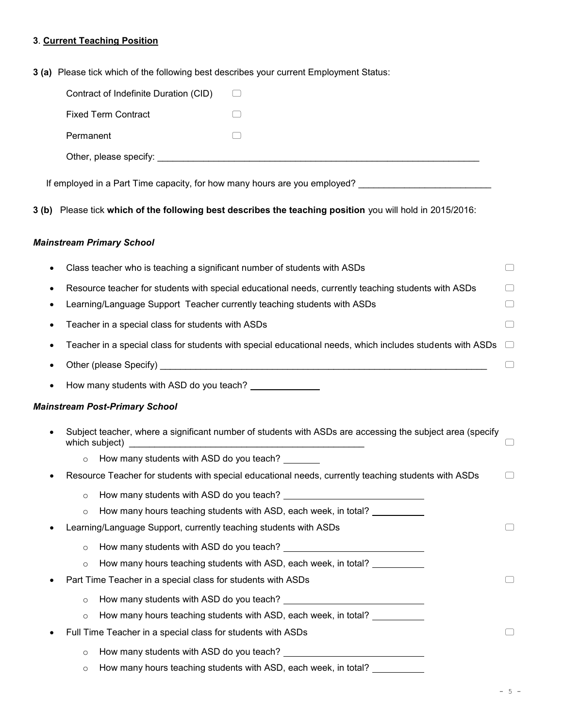### 3. **Current Teaching Position**

**3 (a)** Please tick which of the following best describes your current Employment Status:

- Contract of Indefinite Duration (CID) ☐
- Fixed Term Contract ☐
- Permanent ☐
- Other, please specify: ____________________________________________

If employed in a Part Time capacity, for how many hours are you employed? ____________________

**3 (b)** Please tick **which of the following best describes the teaching position** you will hold in 2015/2016:

***Mainstream Primary School***

- Class teacher who is teaching a significant number of students with ASDs ☐
- Resource teacher for students with special educational needs, currently teaching students with ASDs ☐
- Learning/Language Support Teacher currently teaching students with ASDs ☐
- Teacher in a special class for students with ASDs ☐
- Teacher in a special class for students with special educational needs, which includes students with ASDs ☐
- Other (please Specify) ____________________________________________ ☐
- How many students with ASD do you teach? __________

***Mainstream Post-Primary School***

- Subject teacher, where a significant number of students with ASDs are accessing the subject area (specify which subject) ________________________________ ☐
  - How many students with ASD do you teach? ______
- Resource Teacher for students with special educational needs, currently teaching students with ASDs ☐
  - How many students with ASD do you teach? ____________________
  - How many hours teaching students with ASD, each week, in total? ________
- Learning/Language Support, currently teaching students with ASDs ☐
  - How many students with ASD do you teach? ____________________
  - How many hours teaching students with ASD, each week, in total? ________
- Part Time Teacher in a special class for students with ASDs ☐
  - How many students with ASD do you teach? ____________________
  - How many hours teaching students with ASD, each week, in total? ________
- Full Time Teacher in a special class for students with ASDs ☐
  - How many students with ASD do you teach? ____________________
  - How many hours teaching students with ASD, each week, in total? ________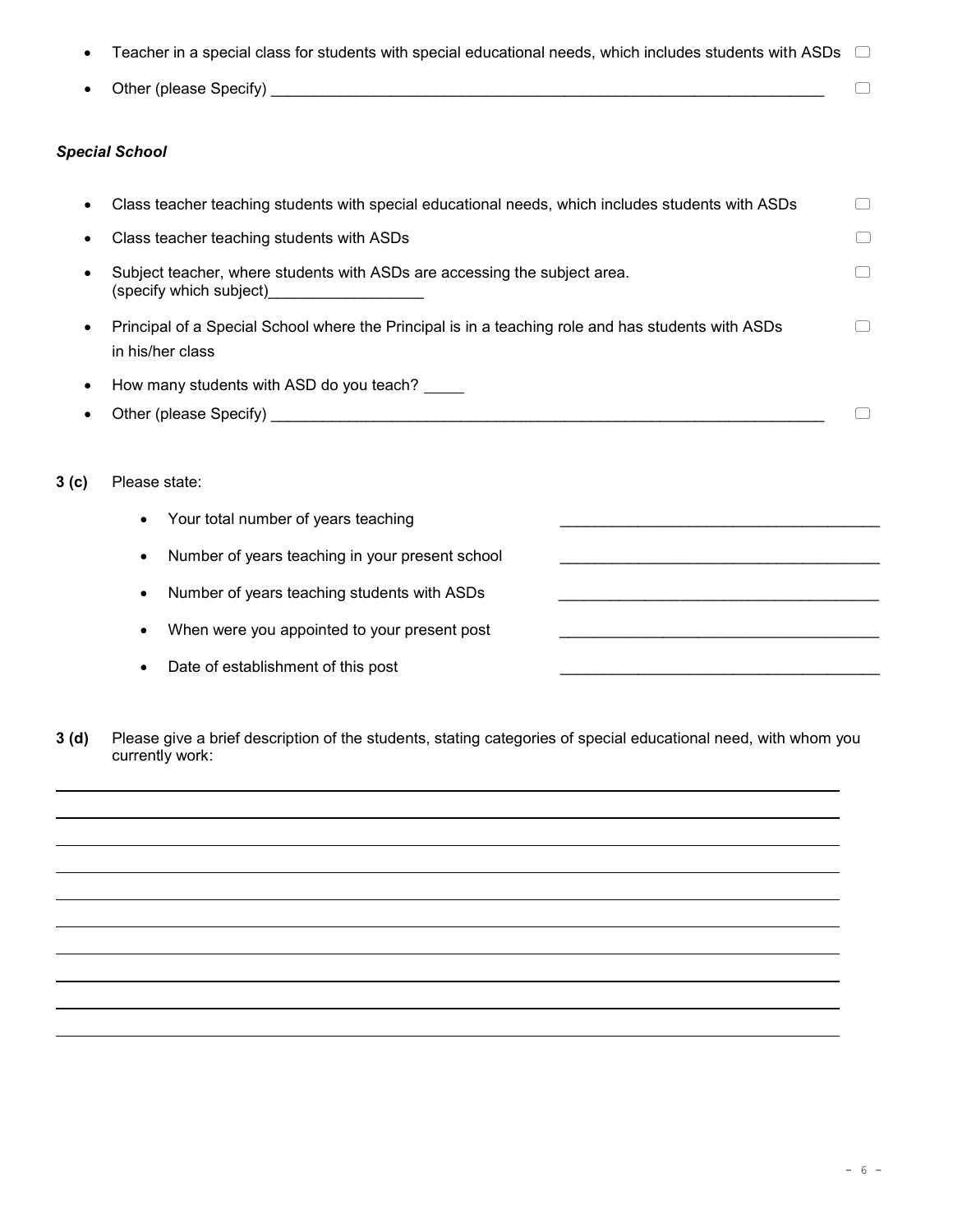- Teacher in a special class for students with special educational needs, which includes students with ASDs ☐
- Other (please Specify) ________________________________________________________________ ☐

***Special School***

- Class teacher teaching students with special educational needs, which includes students with ASDs ☐
- Class teacher teaching students with ASDs ☐
- Subject teacher, where students with ASDs are accessing the subject area. (specify which subject)__________________ ☐
- Principal of a Special School where the Principal is in a teaching role and has students with ASDs in his/her class ☐
- How many students with ASD do you teach? _____
- Other (please Specify) ________________________________________________________________ ☐

**3 (c)** Please state:

- Your total number of years teaching ____________________________________
- Number of years teaching in your present school ____________________________________
- Number of years teaching students with ASDs ____________________________________
- When were you appointed to your present post ____________________________________
- Date of establishment of this post ____________________________________

**3 (d)** Please give a brief description of the students, stating categories of special educational need, with whom you currently work:

________________________________________________________________________________

________________________________________________________________________________

________________________________________________________________________________

________________________________________________________________________________

________________________________________________________________________________

________________________________________________________________________________

________________________________________________________________________________

________________________________________________________________________________

________________________________________________________________________________

________________________________________________________________________________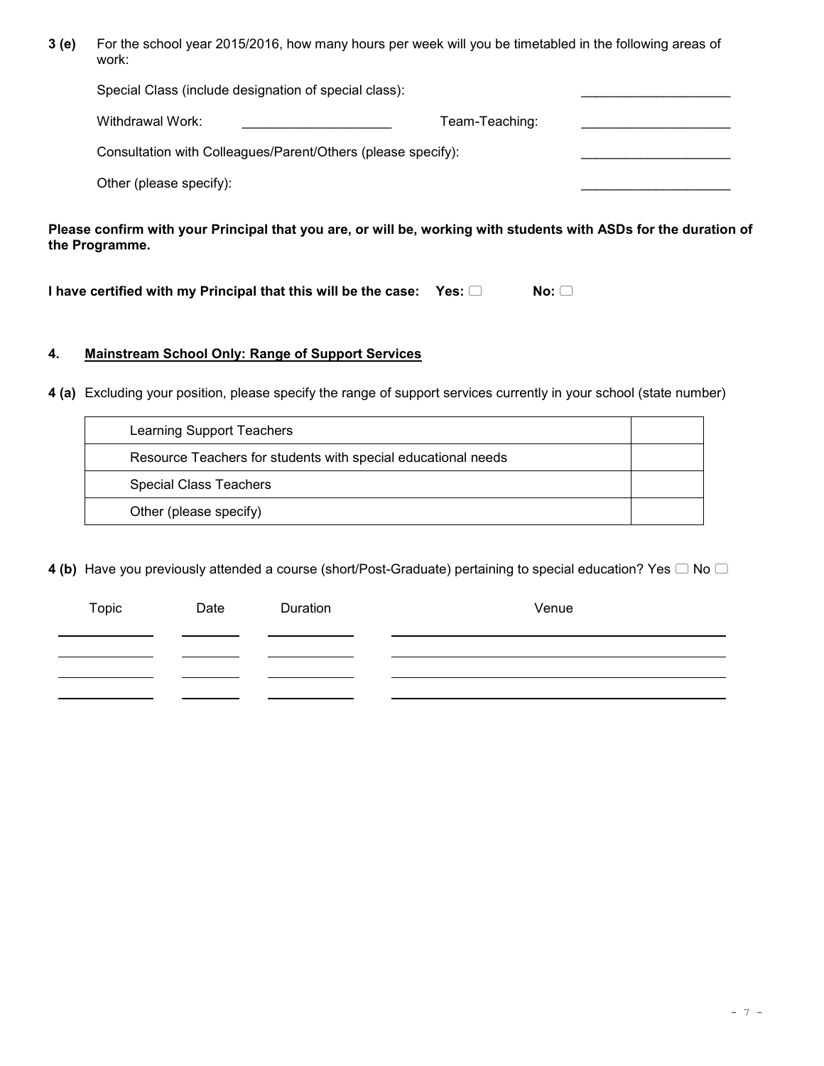**3 (e)** For the school year 2015/2016, how many hours per week will you be timetabled in the following areas of work:

Special Class (include designation of special class): ____________________

Withdrawal Work: ____________________ Team-Teaching: ____________________

Consultation with Colleagues/Parent/Others (please specify): ____________________

Other (please specify): ____________________

**Please confirm with your Principal that you are, or will be, working with students with ASDs for the duration of the Programme.**

**I have certified with my Principal that this will be the case: Yes: ☐ No: ☐**

**4. <u>Mainstream School Only: Range of Support Services</u>**

**4 (a)** Excluding your position, please specify the range of support services currently in your school (state number)

| | |
|---|---|
| Learning Support Teachers | |
| Resource Teachers for students with special educational needs | |
| Special Class Teachers | |
| Other (please specify) | |

**4 (b)** Have you previously attended a course (short/Post-Graduate) pertaining to special education? Yes ☐ No ☐

| Topic | Date | Duration | Venue |
|---|---|---|---|
| | | | |
| | | | |
| | | | |
| | | | |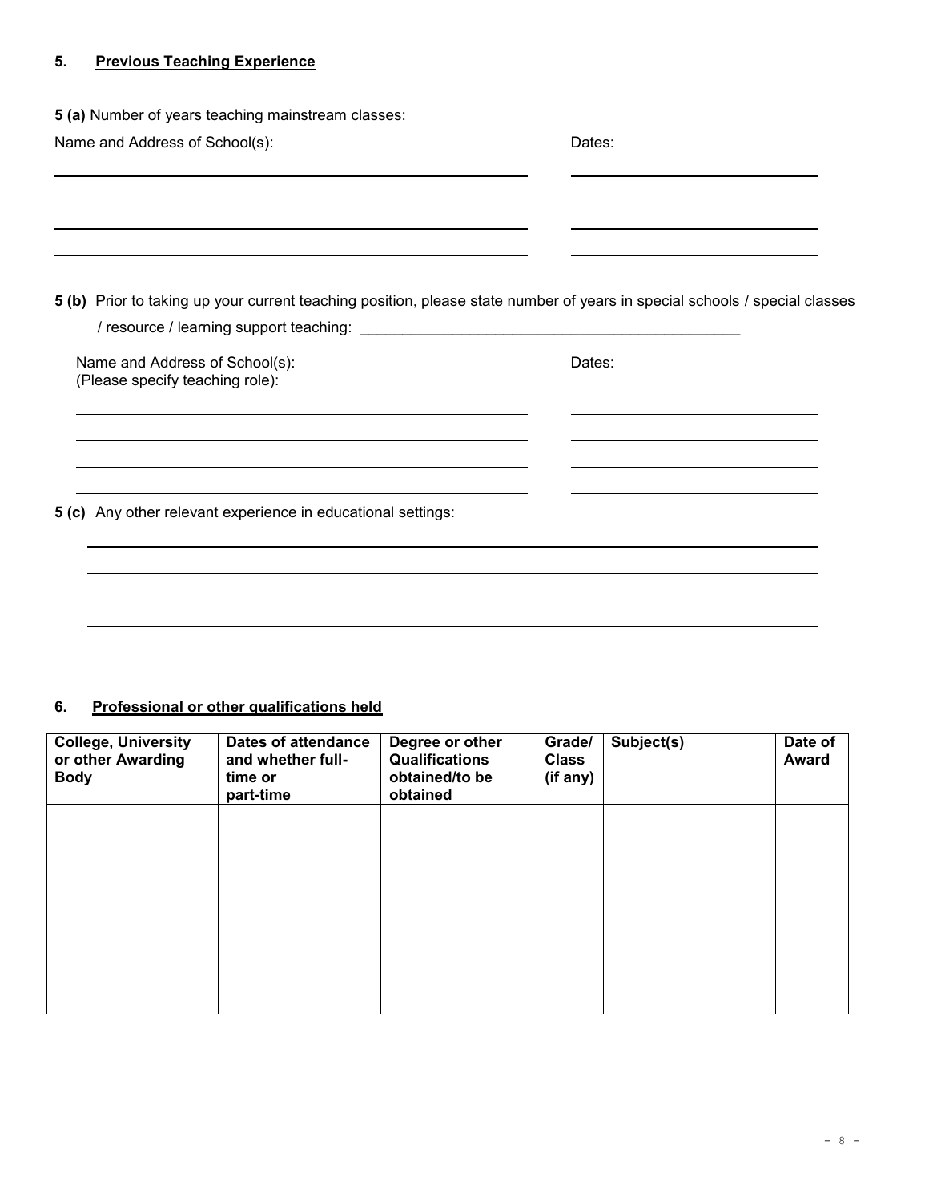## 5. **Previous Teaching Experience**

**5 (a)** Number of years teaching mainstream classes: ______________________________

Name and Address of School(s): Dates:

______________________________ ______________________________

______________________________ ______________________________

______________________________ ______________________________

______________________________ ______________________________

**5 (b)** Prior to taking up your current teaching position, please state number of years in special schools / special classes / resource / learning support teaching: ______________________________

Name and Address of School(s):
(Please specify teaching role): Dates:

______________________________ ______________________________

______________________________ ______________________________

______________________________ ______________________________

______________________________ ______________________________

**5 (c)** Any other relevant experience in educational settings:

______________________________

______________________________

______________________________

______________________________

______________________________

## 6. **Professional or other qualifications held**

| College, University or other Awarding Body | Dates of attendance and whether full-time or part-time | Degree or other Qualifications obtained/to be obtained | Grade/ Class (if any) | Subject(s) | Date of Award |
|---|---|---|---|---|---|
| | | | | | |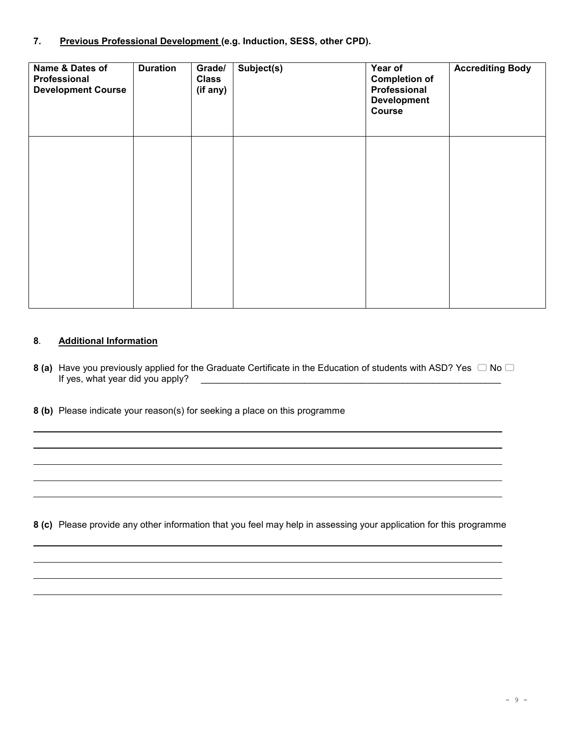## 7. **Previous Professional Development** (e.g. Induction, SESS, other CPD).

| Name & Dates of Professional Development Course | Duration | Grade/ Class (if any) | Subject(s) | Year of Completion of Professional Development Course | Accrediting Body |
|---|---|---|---|---|---|
| | | | | | |

## 8. **Additional Information**

**8 (a)** Have you previously applied for the Graduate Certificate in the Education of students with ASD? Yes ☐ No ☐
If yes, what year did you apply? \_\_\_\_\_\_\_\_\_\_\_\_\_\_\_\_\_\_\_\_\_\_\_\_\_\_\_\_\_\_\_\_\_\_\_\_\_\_\_\_\_\_\_\_\_\_\_\_\_\_\_\_\_\_\_\_\_\_\_\_\_\_

**8 (b)** Please indicate your reason(s) for seeking a place on this programme

\_\_\_\_\_\_\_\_\_\_\_\_\_\_\_\_\_\_\_\_\_\_\_\_\_\_\_\_\_\_\_\_\_\_\_\_\_\_\_\_\_\_\_\_\_\_\_\_\_\_\_\_\_\_\_\_\_\_\_\_\_\_\_\_\_\_\_\_\_\_\_\_\_\_\_\_\_\_\_\_

\_\_\_\_\_\_\_\_\_\_\_\_\_\_\_\_\_\_\_\_\_\_\_\_\_\_\_\_\_\_\_\_\_\_\_\_\_\_\_\_\_\_\_\_\_\_\_\_\_\_\_\_\_\_\_\_\_\_\_\_\_\_\_\_\_\_\_\_\_\_\_\_\_\_\_\_\_\_\_\_

\_\_\_\_\_\_\_\_\_\_\_\_\_\_\_\_\_\_\_\_\_\_\_\_\_\_\_\_\_\_\_\_\_\_\_\_\_\_\_\_\_\_\_\_\_\_\_\_\_\_\_\_\_\_\_\_\_\_\_\_\_\_\_\_\_\_\_\_\_\_\_\_\_\_\_\_\_\_\_\_

\_\_\_\_\_\_\_\_\_\_\_\_\_\_\_\_\_\_\_\_\_\_\_\_\_\_\_\_\_\_\_\_\_\_\_\_\_\_\_\_\_\_\_\_\_\_\_\_\_\_\_\_\_\_\_\_\_\_\_\_\_\_\_\_\_\_\_\_\_\_\_\_\_\_\_\_\_\_\_\_

\_\_\_\_\_\_\_\_\_\_\_\_\_\_\_\_\_\_\_\_\_\_\_\_\_\_\_\_\_\_\_\_\_\_\_\_\_\_\_\_\_\_\_\_\_\_\_\_\_\_\_\_\_\_\_\_\_\_\_\_\_\_\_\_\_\_\_\_\_\_\_\_\_\_\_\_\_\_\_\_

**8 (c)** Please provide any other information that you feel may help in assessing your application for this programme

\_\_\_\_\_\_\_\_\_\_\_\_\_\_\_\_\_\_\_\_\_\_\_\_\_\_\_\_\_\_\_\_\_\_\_\_\_\_\_\_\_\_\_\_\_\_\_\_\_\_\_\_\_\_\_\_\_\_\_\_\_\_\_\_\_\_\_\_\_\_\_\_\_\_\_\_\_\_\_\_

\_\_\_\_\_\_\_\_\_\_\_\_\_\_\_\_\_\_\_\_\_\_\_\_\_\_\_\_\_\_\_\_\_\_\_\_\_\_\_\_\_\_\_\_\_\_\_\_\_\_\_\_\_\_\_\_\_\_\_\_\_\_\_\_\_\_\_\_\_\_\_\_\_\_\_\_\_\_\_\_

\_\_\_\_\_\_\_\_\_\_\_\_\_\_\_\_\_\_\_\_\_\_\_\_\_\_\_\_\_\_\_\_\_\_\_\_\_\_\_\_\_\_\_\_\_\_\_\_\_\_\_\_\_\_\_\_\_\_\_\_\_\_\_\_\_\_\_\_\_\_\_\_\_\_\_\_\_\_\_\_

\_\_\_\_\_\_\_\_\_\_\_\_\_\_\_\_\_\_\_\_\_\_\_\_\_\_\_\_\_\_\_\_\_\_\_\_\_\_\_\_\_\_\_\_\_\_\_\_\_\_\_\_\_\_\_\_\_\_\_\_\_\_\_\_\_\_\_\_\_\_\_\_\_\_\_\_\_\_\_\_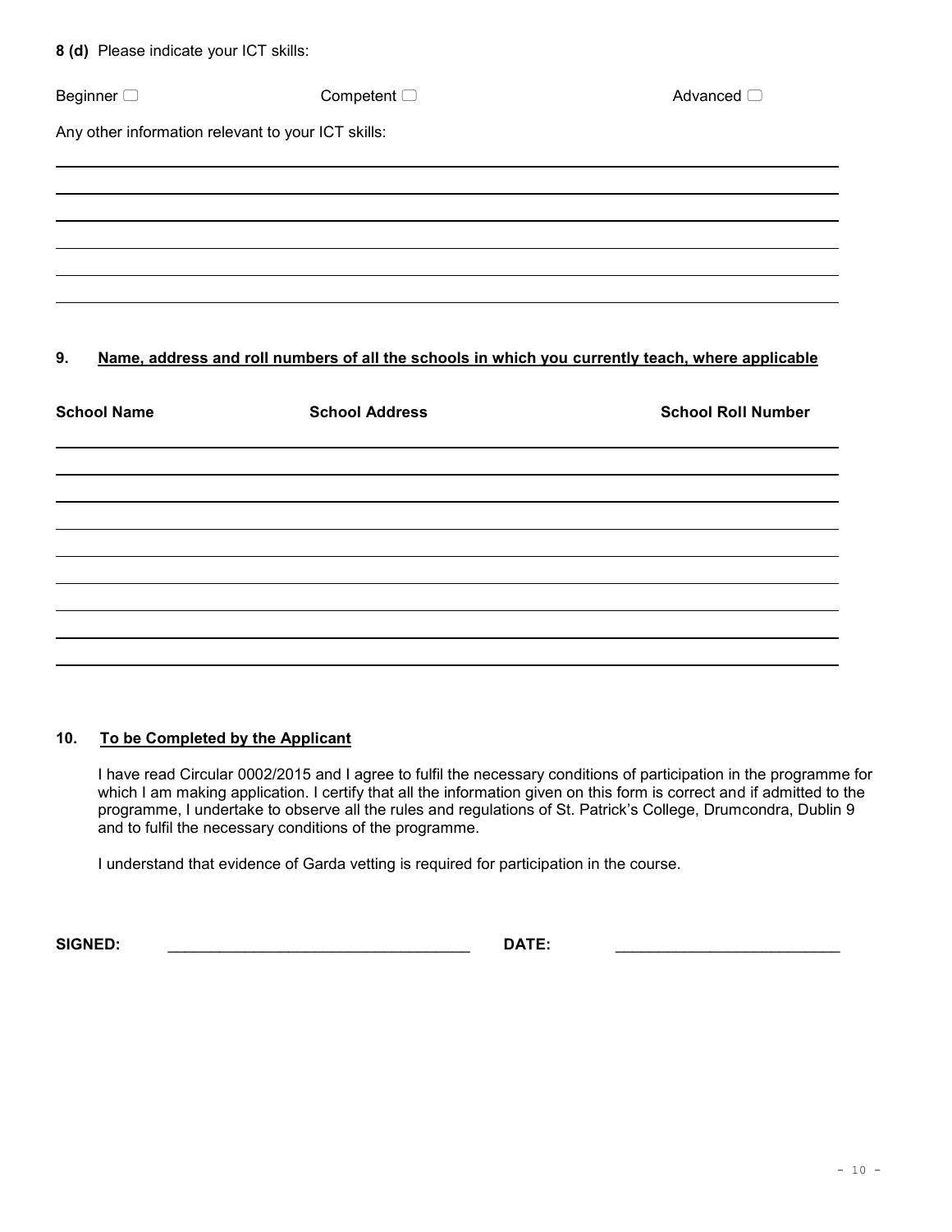**8 (d)** Please indicate your ICT skills:

Beginner ☐ Competent ☐ Advanced ☐

Any other information relevant to your ICT skills:

______________________________________________________________________________

______________________________________________________________________________

______________________________________________________________________________

______________________________________________________________________________

______________________________________________________________________________

## 9. Name, address and roll numbers of all the schools in which you currently teach, where applicable

| School Name | School Address | School Roll Number |
|---|---|---|
| | | |
| | | |
| | | |
| | | |
| | | |
| | | |
| | | |
| | | |

## 10. To be Completed by the Applicant

I have read Circular 0002/2015 and I agree to fulfil the necessary conditions of participation in the programme for which I am making application. I certify that all the information given on this form is correct and if admitted to the programme, I undertake to observe all the rules and regulations of St. Patrick's College, Drumcondra, Dublin 9 and to fulfil the necessary conditions of the programme.

I understand that evidence of Garda vetting is required for participation in the course.

**SIGNED:** ___________________________________ **DATE:** _________________________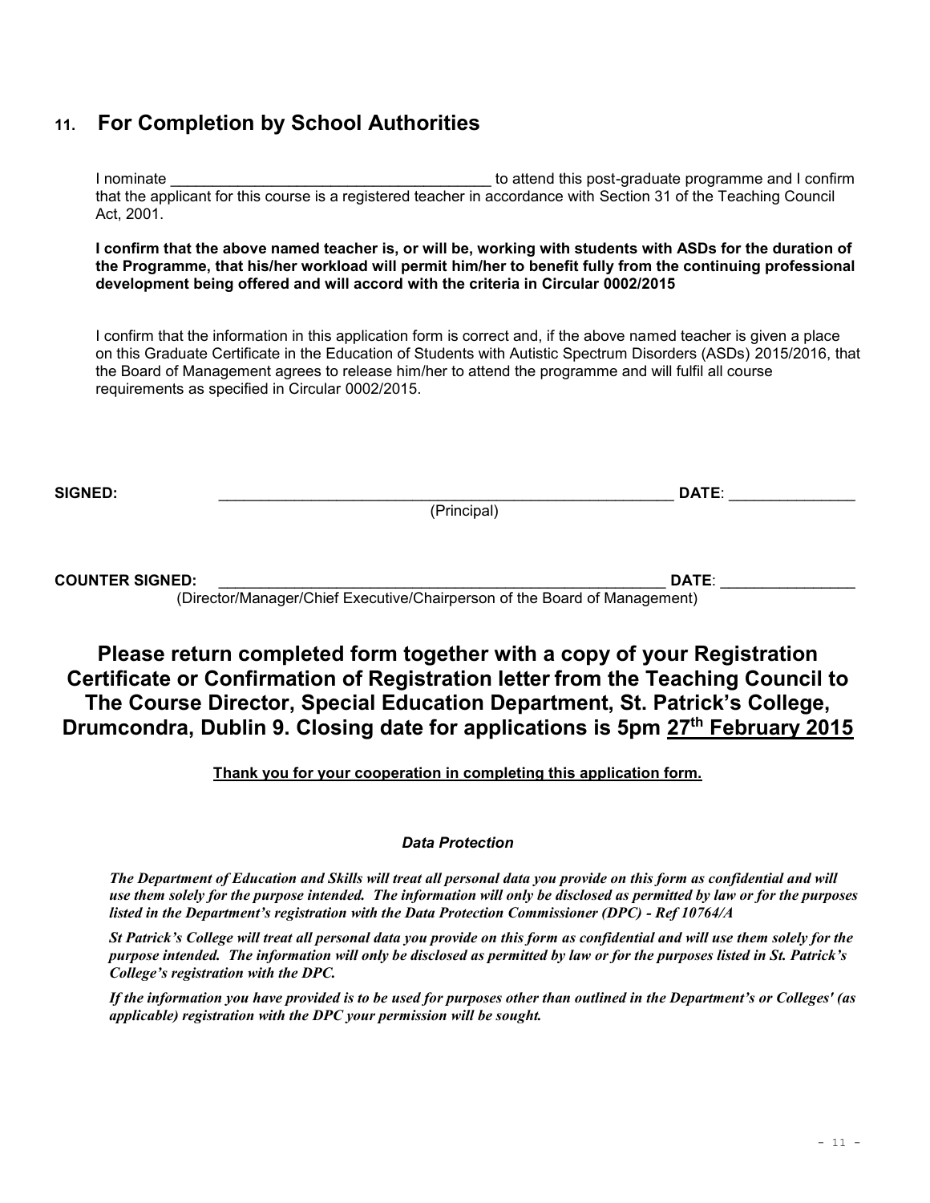## 11. For Completion by School Authorities

I nominate ______________________________________ to attend this post-graduate programme and I confirm that the applicant for this course is a registered teacher in accordance with Section 31 of the Teaching Council Act, 2001.

**I confirm that the above named teacher is, or will be, working with students with ASDs for the duration of the Programme, that his/her workload will permit him/her to benefit fully from the continuing professional development being offered and will accord with the criteria in Circular 0002/2015**

I confirm that the information in this application form is correct and, if the above named teacher is given a place on this Graduate Certificate in the Education of Students with Autistic Spectrum Disorders (ASDs) 2015/2016, that the Board of Management agrees to release him/her to attend the programme and will fulfil all course requirements as specified in Circular 0002/2015.

**SIGNED:** _______________________________________________________ **DATE**: _______________
(Principal)

**COUNTER SIGNED:** _______________________________________________________ **DATE**: ________________
(Director/Manager/Chief Executive/Chairperson of the Board of Management)

**Please return completed form together with a copy of your Registration Certificate or Confirmation of Registration letter from the Teaching Council to The Course Director, Special Education Department, St. Patrick's College, Drumcondra, Dublin 9. Closing date for applications is 5pm 27th February 2015**

**Thank you for your cooperation in completing this application form.**

***Data Protection***

***The Department of Education and Skills will treat all personal data you provide on this form as confidential and will use them solely for the purpose intended. The information will only be disclosed as permitted by law or for the purposes listed in the Department's registration with the Data Protection Commissioner (DPC) - Ref 10764/A***

***St Patrick's College will treat all personal data you provide on this form as confidential and will use them solely for the purpose intended. The information will only be disclosed as permitted by law or for the purposes listed in St. Patrick's College's registration with the DPC.***

***If the information you have provided is to be used for purposes other than outlined in the Department's or Colleges' (as applicable) registration with the DPC your permission will be sought.***